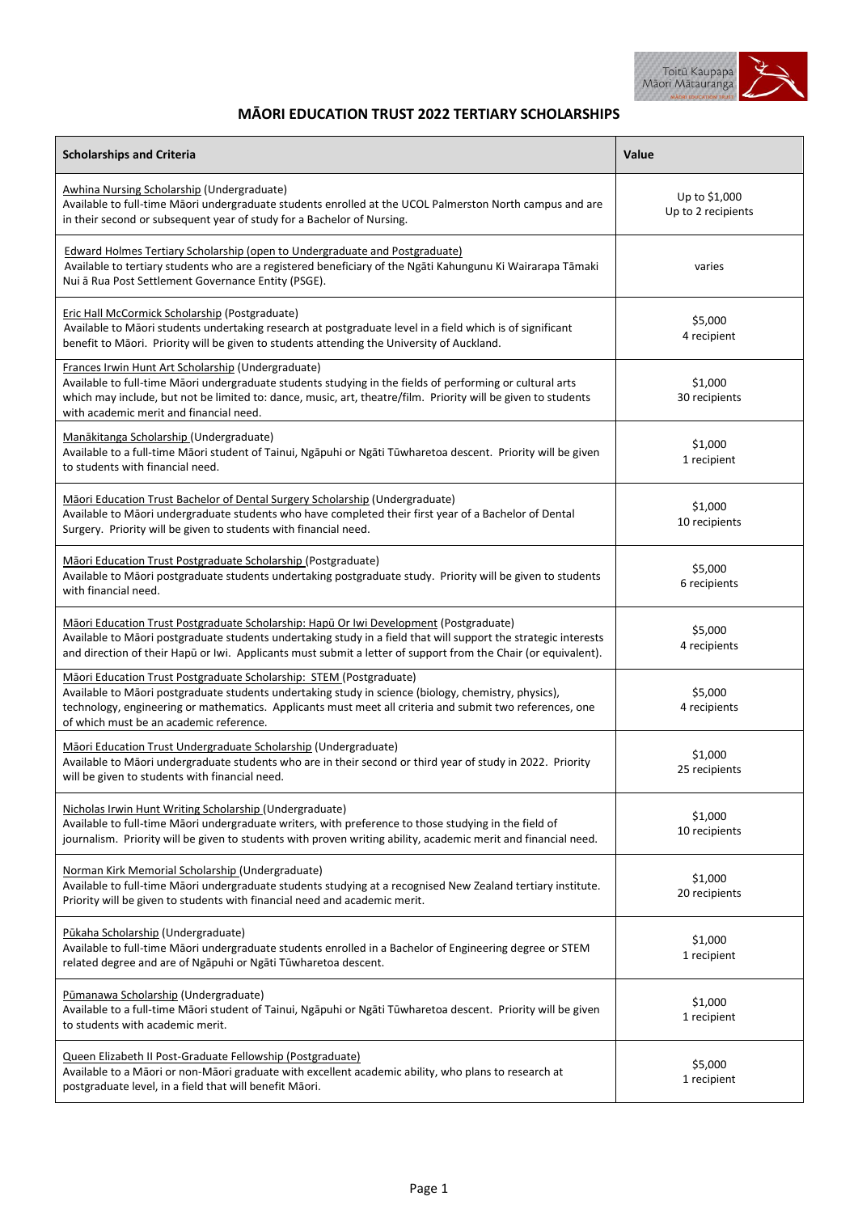# MĀORI EDUCATION TRUST 2022 TERTIARY SCHOLARSHIPS

| Scholarships and Criteria | Value |
|---|---|
| Awhina Nursing Scholarship (Undergraduate)<br>Available to full-time Māori undergraduate students enrolled at the UCOL Palmerston North campus and are in their second or subsequent year of study for a Bachelor of Nursing. | Up to $1,000<br>Up to 2 recipients |
| Edward Holmes Tertiary Scholarship (open to Undergraduate and Postgraduate)<br>Available to tertiary students who are a registered beneficiary of the Ngāti Kahungunu Ki Wairarapa Tāmaki Nui ā Rua Post Settlement Governance Entity (PSGE). | varies |
| Eric Hall McCormick Scholarship (Postgraduate)<br>Available to Māori students undertaking research at postgraduate level in a field which is of significant benefit to Māori. Priority will be given to students attending the University of Auckland. | $5,000<br>4 recipient |
| Frances Irwin Hunt Art Scholarship (Undergraduate)<br>Available to full-time Māori undergraduate students studying in the fields of performing or cultural arts which may include, but not be limited to: dance, music, art, theatre/film. Priority will be given to students with academic merit and financial need. | $1,000<br>30 recipients |
| Manākitanga Scholarship (Undergraduate)<br>Available to a full-time Māori student of Tainui, Ngāpuhi or Ngāti Tūwharetoa descent. Priority will be given to students with financial need. | $1,000<br>1 recipient |
| Māori Education Trust Bachelor of Dental Surgery Scholarship (Undergraduate)<br>Available to Māori undergraduate students who have completed their first year of a Bachelor of Dental Surgery. Priority will be given to students with financial need. | $1,000<br>10 recipients |
| Māori Education Trust Postgraduate Scholarship (Postgraduate)<br>Available to Māori postgraduate students undertaking postgraduate study. Priority will be given to students with financial need. | $5,000<br>6 recipients |
| Māori Education Trust Postgraduate Scholarship: Hapū Or Iwi Development (Postgraduate)<br>Available to Māori postgraduate students undertaking study in a field that will support the strategic interests and direction of their Hapū or Iwi. Applicants must submit a letter of support from the Chair (or equivalent). | $5,000<br>4 recipients |
| Māori Education Trust Postgraduate Scholarship: STEM (Postgraduate)<br>Available to Māori postgraduate students undertaking study in science (biology, chemistry, physics), technology, engineering or mathematics. Applicants must meet all criteria and submit two references, one of which must be an academic reference. | $5,000<br>4 recipients |
| Māori Education Trust Undergraduate Scholarship (Undergraduate)<br>Available to Māori undergraduate students who are in their second or third year of study in 2022. Priority will be given to students with financial need. | $1,000<br>25 recipients |
| Nicholas Irwin Hunt Writing Scholarship (Undergraduate)<br>Available to full-time Māori undergraduate writers, with preference to those studying in the field of journalism. Priority will be given to students with proven writing ability, academic merit and financial need. | $1,000<br>10 recipients |
| Norman Kirk Memorial Scholarship (Undergraduate)<br>Available to full-time Māori undergraduate students studying at a recognised New Zealand tertiary institute. Priority will be given to students with financial need and academic merit. | $1,000<br>20 recipients |
| Pūkaha Scholarship (Undergraduate)<br>Available to full-time Māori undergraduate students enrolled in a Bachelor of Engineering degree or STEM related degree and are of Ngāpuhi or Ngāti Tūwharetoa descent. | $1,000<br>1 recipient |
| Pūmanawa Scholarship (Undergraduate)<br>Available to a full-time Māori student of Tainui, Ngāpuhi or Ngāti Tūwharetoa descent. Priority will be given to students with academic merit. | $1,000<br>1 recipient |
| Queen Elizabeth II Post-Graduate Fellowship (Postgraduate)<br>Available to a Māori or non-Māori graduate with excellent academic ability, who plans to research at postgraduate level, in a field that will benefit Māori. | $5,000<br>1 recipient |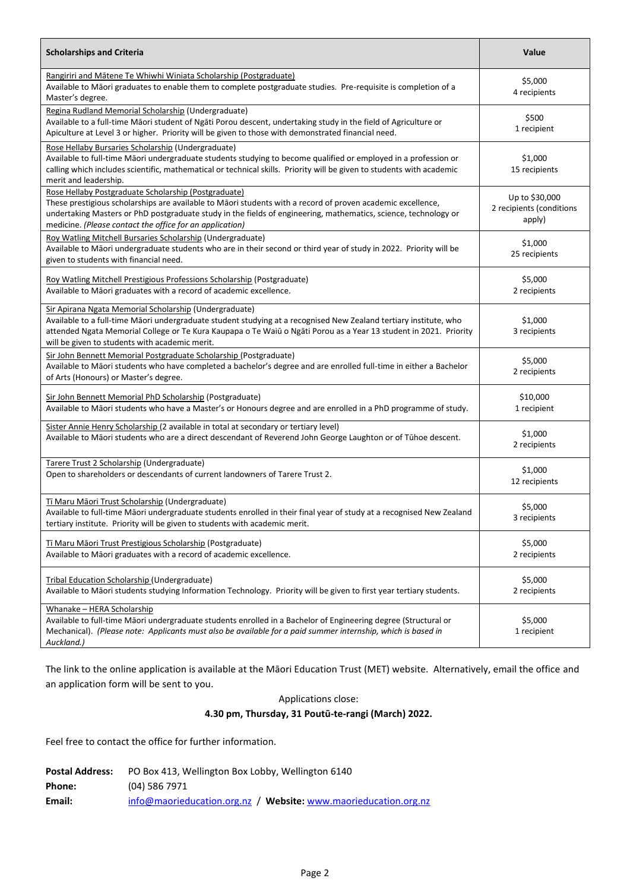| Scholarships and Criteria | Value |
|---|---|
| Rangiriri and Mātene Te Whiwhi Winiata Scholarship (Postgraduate)<br>Available to Māori graduates to enable them to complete postgraduate studies. Pre-requisite is completion of a Master's degree. | $5,000<br>4 recipients |
| Regina Rudland Memorial Scholarship (Undergraduate)<br>Available to a full-time Māori student of Ngāti Porou descent, undertaking study in the field of Agriculture or Apiculture at Level 3 or higher. Priority will be given to those with demonstrated financial need. | $500<br>1 recipient |
| Rose Hellaby Bursaries Scholarship (Undergraduate)<br>Available to full-time Māori undergraduate students studying to become qualified or employed in a profession or calling which includes scientific, mathematical or technical skills. Priority will be given to students with academic merit and leadership. | $1,000<br>15 recipients |
| Rose Hellaby Postgraduate Scholarship (Postgraduate)<br>These prestigious scholarships are available to Māori students with a record of proven academic excellence, undertaking Masters or PhD postgraduate study in the fields of engineering, mathematics, science, technology or medicine. *(Please contact the office for an application)* | Up to $30,000<br>2 recipients (conditions apply) |
| Roy Watling Mitchell Bursaries Scholarship (Undergraduate)<br>Available to Māori undergraduate students who are in their second or third year of study in 2022. Priority will be given to students with financial need. | $1,000<br>25 recipients |
| Roy Watling Mitchell Prestigious Professions Scholarship (Postgraduate)<br>Available to Māori graduates with a record of academic excellence. | $5,000<br>2 recipients |
| Sir Apirana Ngata Memorial Scholarship (Undergraduate)<br>Available to a full-time Māori undergraduate student studying at a recognised New Zealand tertiary institute, who attended Ngata Memorial College or Te Kura Kaupapa o Te Waiū o Ngāti Porou as a Year 13 student in 2021. Priority will be given to students with academic merit. | $1,000<br>3 recipients |
| Sir John Bennett Memorial Postgraduate Scholarship (Postgraduate)<br>Available to Māori students who have completed a bachelor's degree and are enrolled full-time in either a Bachelor of Arts (Honours) or Master's degree. | $5,000<br>2 recipients |
| Sir John Bennett Memorial PhD Scholarship (Postgraduate)<br>Available to Māori students who have a Master's or Honours degree and are enrolled in a PhD programme of study. | $10,000<br>1 recipient |
| Sister Annie Henry Scholarship (2 available in total at secondary or tertiary level)<br>Available to Māori students who are a direct descendant of Reverend John George Laughton or of Tūhoe descent. | $1,000<br>2 recipients |
| Tarere Trust 2 Scholarship (Undergraduate)<br>Open to shareholders or descendants of current landowners of Tarere Trust 2. | $1,000<br>12 recipients |
| Tī Maru Māori Trust Scholarship (Undergraduate)<br>Available to full-time Māori undergraduate students enrolled in their final year of study at a recognised New Zealand tertiary institute. Priority will be given to students with academic merit. | $5,000<br>3 recipients |
| Tī Maru Māori Trust Prestigious Scholarship (Postgraduate)<br>Available to Māori graduates with a record of academic excellence. | $5,000<br>2 recipients |
| Tribal Education Scholarship (Undergraduate)<br>Available to Māori students studying Information Technology. Priority will be given to first year tertiary students. | $5,000<br>2 recipients |
| Whanake – HERA Scholarship<br>Available to full-time Māori undergraduate students enrolled in a Bachelor of Engineering degree (Structural or Mechanical). *(Please note: Applicants must also be available for a paid summer internship, which is based in Auckland.)* | $5,000<br>1 recipient |

The link to the online application is available at the Māori Education Trust (MET) website. Alternatively, email the office and an application form will be sent to you.

Applications close:

**4.30 pm, Thursday, 31 Poutū-te-rangi (March) 2022.**

Feel free to contact the office for further information.

**Postal Address:** PO Box 413, Wellington Box Lobby, Wellington 6140
**Phone:** (04) 586 7971
**Email:** info@maorieducation.org.nz / **Website:** www.maorieducation.org.nz